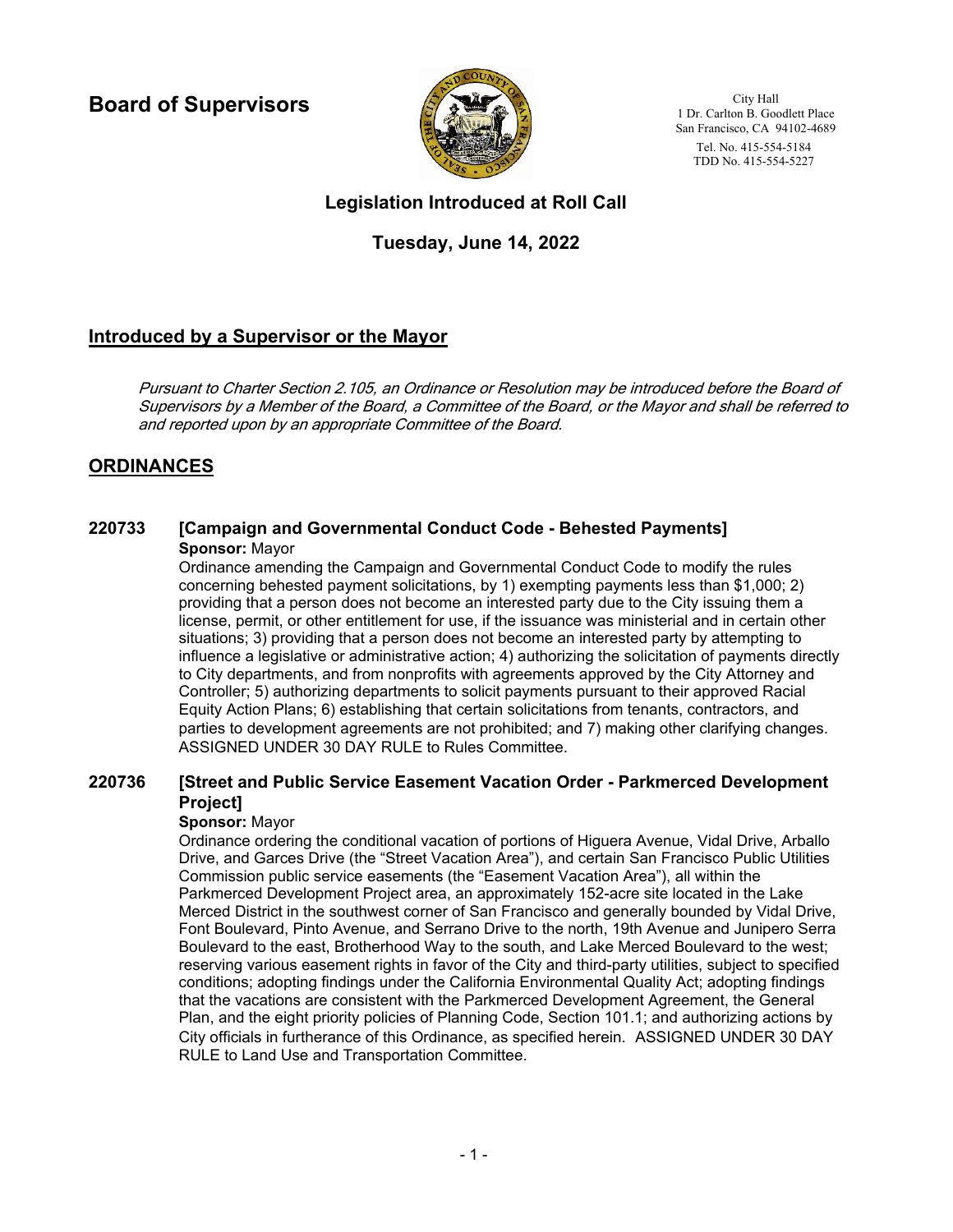# Board of Supervisors

City Hall
1 Dr. Carlton B. Goodlett Place
San Francisco, CA 94102-4689
Tel. No. 415-554-5184
TDD No. 415-554-5227

## Legislation Introduced at Roll Call

## Tuesday, June 14, 2022

## Introduced by a Supervisor or the Mayor

*Pursuant to Charter Section 2.105, an Ordinance or Resolution may be introduced before the Board of Supervisors by a Member of the Board, a Committee of the Board, or the Mayor and shall be referred to and reported upon by an appropriate Committee of the Board.*

## ORDINANCES

### 220733 [Campaign and Governmental Conduct Code - Behested Payments]

**Sponsor:** Mayor

Ordinance amending the Campaign and Governmental Conduct Code to modify the rules concerning behested payment solicitations, by 1) exempting payments less than $1,000; 2) providing that a person does not become an interested party due to the City issuing them a license, permit, or other entitlement for use, if the issuance was ministerial and in certain other situations; 3) providing that a person does not become an interested party by attempting to influence a legislative or administrative action; 4) authorizing the solicitation of payments directly to City departments, and from nonprofits with agreements approved by the City Attorney and Controller; 5) authorizing departments to solicit payments pursuant to their approved Racial Equity Action Plans; 6) establishing that certain solicitations from tenants, contractors, and parties to development agreements are not prohibited; and 7) making other clarifying changes. ASSIGNED UNDER 30 DAY RULE to Rules Committee.

### 220736 [Street and Public Service Easement Vacation Order - Parkmerced Development Project]

**Sponsor:** Mayor

Ordinance ordering the conditional vacation of portions of Higuera Avenue, Vidal Drive, Arballo Drive, and Garces Drive (the "Street Vacation Area"), and certain San Francisco Public Utilities Commission public service easements (the "Easement Vacation Area"), all within the Parkmerced Development Project area, an approximately 152-acre site located in the Lake Merced District in the southwest corner of San Francisco and generally bounded by Vidal Drive, Font Boulevard, Pinto Avenue, and Serrano Drive to the north, 19th Avenue and Junipero Serra Boulevard to the east, Brotherhood Way to the south, and Lake Merced Boulevard to the west; reserving various easement rights in favor of the City and third-party utilities, subject to specified conditions; adopting findings under the California Environmental Quality Act; adopting findings that the vacations are consistent with the Parkmerced Development Agreement, the General Plan, and the eight priority policies of Planning Code, Section 101.1; and authorizing actions by City officials in furtherance of this Ordinance, as specified herein. ASSIGNED UNDER 30 DAY RULE to Land Use and Transportation Committee.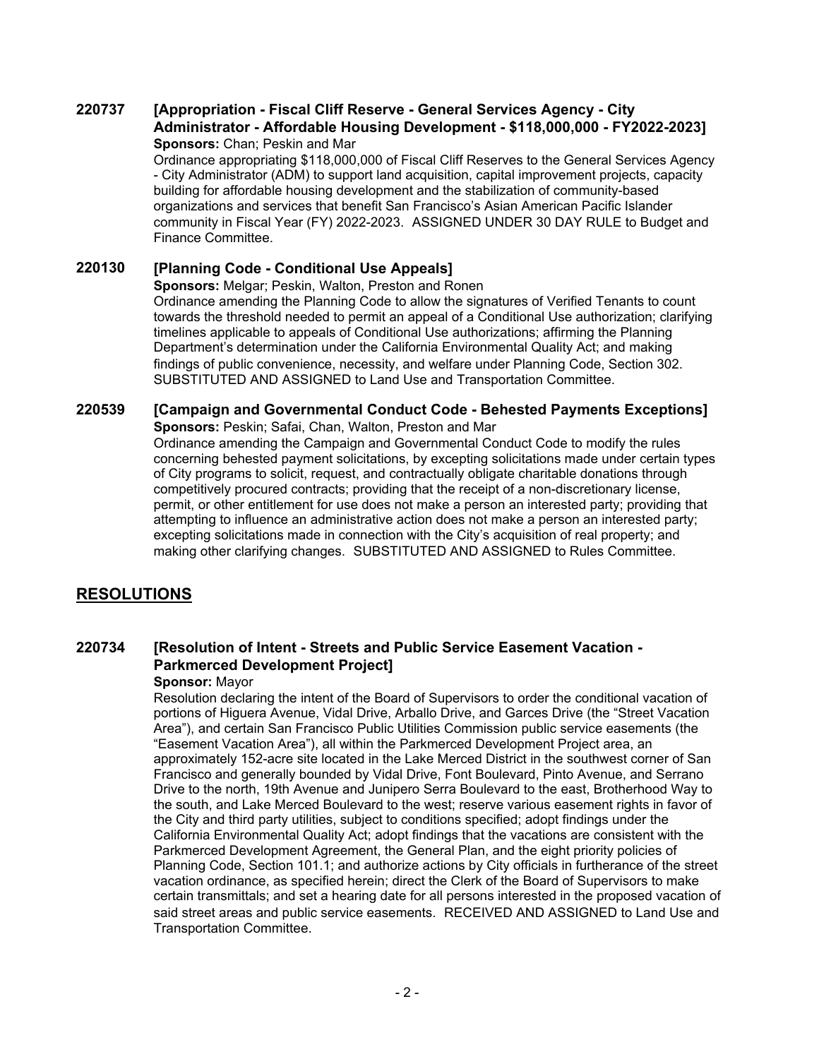**220737 [Appropriation - Fiscal Cliff Reserve - General Services Agency - City Administrator - Affordable Housing Development - $118,000,000 - FY2022-2023]**

**Sponsors:** Chan; Peskin and Mar

Ordinance appropriating $118,000,000 of Fiscal Cliff Reserves to the General Services Agency - City Administrator (ADM) to support land acquisition, capital improvement projects, capacity building for affordable housing development and the stabilization of community-based organizations and services that benefit San Francisco's Asian American Pacific Islander community in Fiscal Year (FY) 2022-2023. ASSIGNED UNDER 30 DAY RULE to Budget and Finance Committee.

**220130 [Planning Code - Conditional Use Appeals]**

**Sponsors:** Melgar; Peskin, Walton, Preston and Ronen

Ordinance amending the Planning Code to allow the signatures of Verified Tenants to count towards the threshold needed to permit an appeal of a Conditional Use authorization; clarifying timelines applicable to appeals of Conditional Use authorizations; affirming the Planning Department's determination under the California Environmental Quality Act; and making findings of public convenience, necessity, and welfare under Planning Code, Section 302. SUBSTITUTED AND ASSIGNED to Land Use and Transportation Committee.

**220539 [Campaign and Governmental Conduct Code - Behested Payments Exceptions]**

**Sponsors:** Peskin; Safai, Chan, Walton, Preston and Mar

Ordinance amending the Campaign and Governmental Conduct Code to modify the rules concerning behested payment solicitations, by excepting solicitations made under certain types of City programs to solicit, request, and contractually obligate charitable donations through competitively procured contracts; providing that the receipt of a non-discretionary license, permit, or other entitlement for use does not make a person an interested party; providing that attempting to influence an administrative action does not make a person an interested party; excepting solicitations made in connection with the City's acquisition of real property; and making other clarifying changes. SUBSTITUTED AND ASSIGNED to Rules Committee.

## RESOLUTIONS

**220734 [Resolution of Intent - Streets and Public Service Easement Vacation - Parkmerced Development Project]**

**Sponsor:** Mayor

Resolution declaring the intent of the Board of Supervisors to order the conditional vacation of portions of Higuera Avenue, Vidal Drive, Arballo Drive, and Garces Drive (the "Street Vacation Area"), and certain San Francisco Public Utilities Commission public service easements (the "Easement Vacation Area"), all within the Parkmerced Development Project area, an approximately 152-acre site located in the Lake Merced District in the southwest corner of San Francisco and generally bounded by Vidal Drive, Font Boulevard, Pinto Avenue, and Serrano Drive to the north, 19th Avenue and Junipero Serra Boulevard to the east, Brotherhood Way to the south, and Lake Merced Boulevard to the west; reserve various easement rights in favor of the City and third party utilities, subject to conditions specified; adopt findings under the California Environmental Quality Act; adopt findings that the vacations are consistent with the Parkmerced Development Agreement, the General Plan, and the eight priority policies of Planning Code, Section 101.1; and authorize actions by City officials in furtherance of the street vacation ordinance, as specified herein; direct the Clerk of the Board of Supervisors to make certain transmittals; and set a hearing date for all persons interested in the proposed vacation of said street areas and public service easements. RECEIVED AND ASSIGNED to Land Use and Transportation Committee.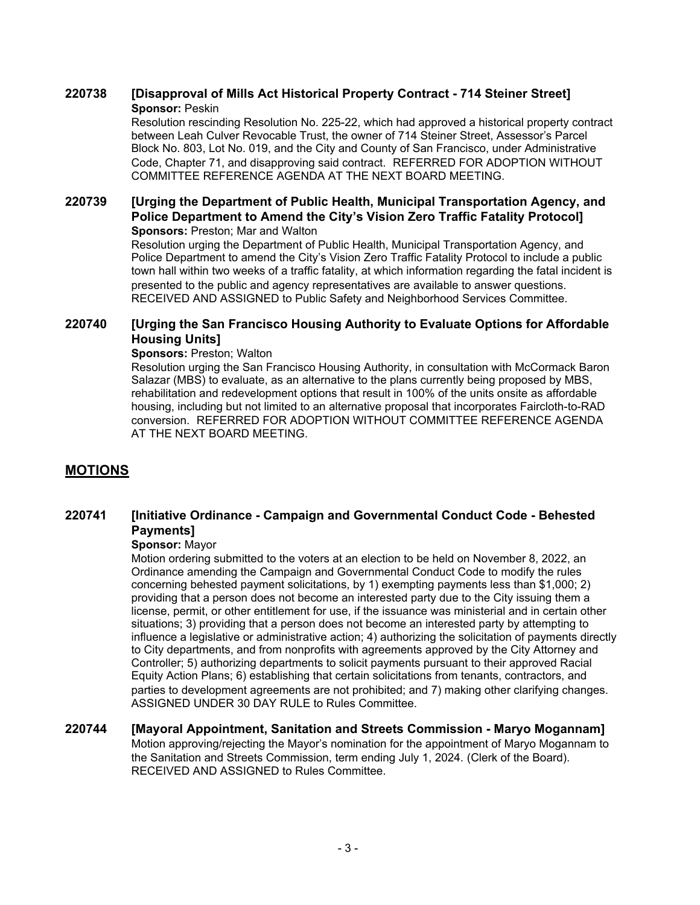### 220738 [Disapproval of Mills Act Historical Property Contract - 714 Steiner Street]

**Sponsor:** Peskin

Resolution rescinding Resolution No. 225-22, which had approved a historical property contract between Leah Culver Revocable Trust, the owner of 714 Steiner Street, Assessor's Parcel Block No. 803, Lot No. 019, and the City and County of San Francisco, under Administrative Code, Chapter 71, and disapproving said contract. REFERRED FOR ADOPTION WITHOUT COMMITTEE REFERENCE AGENDA AT THE NEXT BOARD MEETING.

### 220739 [Urging the Department of Public Health, Municipal Transportation Agency, and Police Department to Amend the City's Vision Zero Traffic Fatality Protocol]

**Sponsors:** Preston; Mar and Walton

Resolution urging the Department of Public Health, Municipal Transportation Agency, and Police Department to amend the City's Vision Zero Traffic Fatality Protocol to include a public town hall within two weeks of a traffic fatality, at which information regarding the fatal incident is presented to the public and agency representatives are available to answer questions. RECEIVED AND ASSIGNED to Public Safety and Neighborhood Services Committee.

### 220740 [Urging the San Francisco Housing Authority to Evaluate Options for Affordable Housing Units]

**Sponsors:** Preston; Walton

Resolution urging the San Francisco Housing Authority, in consultation with McCormack Baron Salazar (MBS) to evaluate, as an alternative to the plans currently being proposed by MBS, rehabilitation and redevelopment options that result in 100% of the units onsite as affordable housing, including but not limited to an alternative proposal that incorporates Faircloth-to-RAD conversion. REFERRED FOR ADOPTION WITHOUT COMMITTEE REFERENCE AGENDA AT THE NEXT BOARD MEETING.

## MOTIONS

### 220741 [Initiative Ordinance - Campaign and Governmental Conduct Code - Behested Payments]

**Sponsor:** Mayor

Motion ordering submitted to the voters at an election to be held on November 8, 2022, an Ordinance amending the Campaign and Governmental Conduct Code to modify the rules concerning behested payment solicitations, by 1) exempting payments less than $1,000; 2) providing that a person does not become an interested party due to the City issuing them a license, permit, or other entitlement for use, if the issuance was ministerial and in certain other situations; 3) providing that a person does not become an interested party by attempting to influence a legislative or administrative action; 4) authorizing the solicitation of payments directly to City departments, and from nonprofits with agreements approved by the City Attorney and Controller; 5) authorizing departments to solicit payments pursuant to their approved Racial Equity Action Plans; 6) establishing that certain solicitations from tenants, contractors, and parties to development agreements are not prohibited; and 7) making other clarifying changes. ASSIGNED UNDER 30 DAY RULE to Rules Committee.

### 220744 [Mayoral Appointment, Sanitation and Streets Commission - Maryo Mogannam]

Motion approving/rejecting the Mayor's nomination for the appointment of Maryo Mogannam to the Sanitation and Streets Commission, term ending July 1, 2024. (Clerk of the Board). RECEIVED AND ASSIGNED to Rules Committee.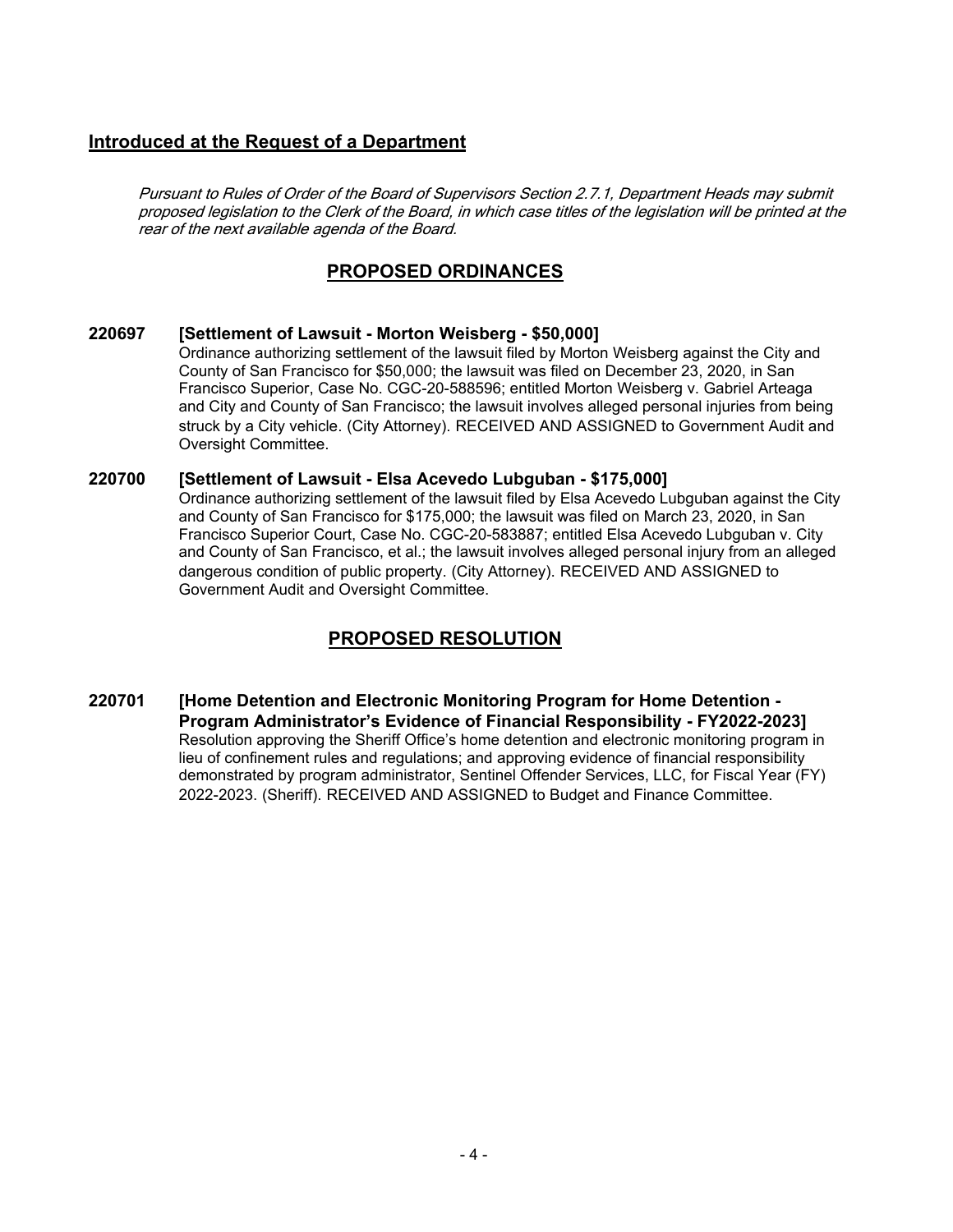## Introduced at the Request of a Department

*Pursuant to Rules of Order of the Board of Supervisors Section 2.7.1, Department Heads may submit proposed legislation to the Clerk of the Board, in which case titles of the legislation will be printed at the rear of the next available agenda of the Board.*

## PROPOSED ORDINANCES

**220697 [Settlement of Lawsuit - Morton Weisberg - $50,000]**

Ordinance authorizing settlement of the lawsuit filed by Morton Weisberg against the City and County of San Francisco for $50,000; the lawsuit was filed on December 23, 2020, in San Francisco Superior, Case No. CGC-20-588596; entitled Morton Weisberg v. Gabriel Arteaga and City and County of San Francisco; the lawsuit involves alleged personal injuries from being struck by a City vehicle. (City Attorney). RECEIVED AND ASSIGNED to Government Audit and Oversight Committee.

**220700 [Settlement of Lawsuit - Elsa Acevedo Lubguban - $175,000]**

Ordinance authorizing settlement of the lawsuit filed by Elsa Acevedo Lubguban against the City and County of San Francisco for $175,000; the lawsuit was filed on March 23, 2020, in San Francisco Superior Court, Case No. CGC-20-583887; entitled Elsa Acevedo Lubguban v. City and County of San Francisco, et al.; the lawsuit involves alleged personal injury from an alleged dangerous condition of public property. (City Attorney). RECEIVED AND ASSIGNED to Government Audit and Oversight Committee.

## PROPOSED RESOLUTION

**220701 [Home Detention and Electronic Monitoring Program for Home Detention - Program Administrator's Evidence of Financial Responsibility - FY2022-2023]**

Resolution approving the Sheriff Office's home detention and electronic monitoring program in lieu of confinement rules and regulations; and approving evidence of financial responsibility demonstrated by program administrator, Sentinel Offender Services, LLC, for Fiscal Year (FY) 2022-2023. (Sheriff). RECEIVED AND ASSIGNED to Budget and Finance Committee.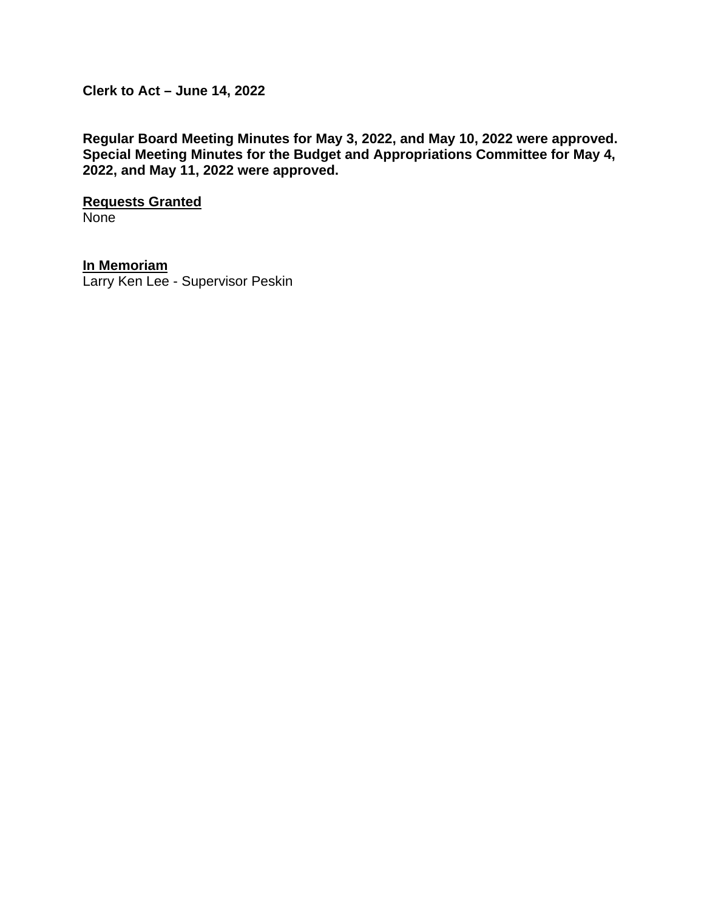**Clerk to Act – June 14, 2022**

**Regular Board Meeting Minutes for May 3, 2022, and May 10, 2022 were approved. Special Meeting Minutes for the Budget and Appropriations Committee for May 4, 2022, and May 11, 2022 were approved.**

**<u>Requests Granted</u>**
None

**<u>In Memoriam</u>**
Larry Ken Lee - Supervisor Peskin